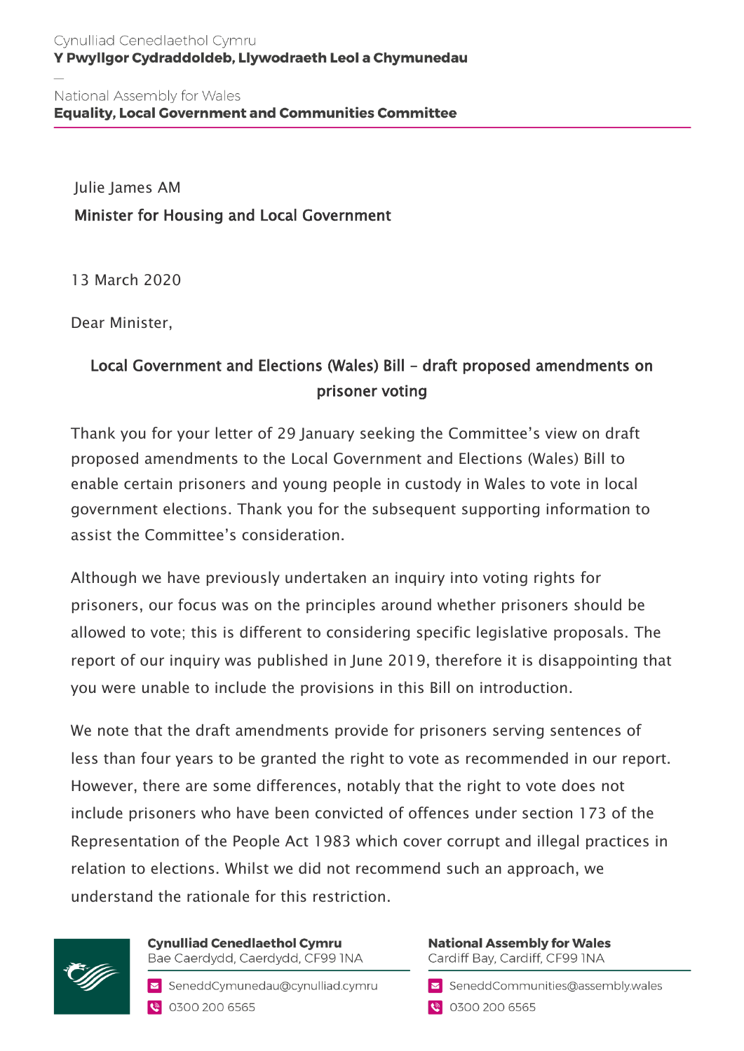Cynulliad Cenedlaethol Cymru
**Y Pwyllgor Cydraddoldeb, Llywodraeth Leol a Chymunedau**

—

National Assembly for Wales
**Equality, Local Government and Communities Committee**

Julie James AM
**Minister for Housing and Local Government**

13 March 2020

Dear Minister,

**Local Government and Elections (Wales) Bill – draft proposed amendments on prisoner voting**

Thank you for your letter of 29 January seeking the Committee's view on draft proposed amendments to the Local Government and Elections (Wales) Bill to enable certain prisoners and young people in custody in Wales to vote in local government elections. Thank you for the subsequent supporting information to assist the Committee's consideration.

Although we have previously undertaken an inquiry into voting rights for prisoners, our focus was on the principles around whether prisoners should be allowed to vote; this is different to considering specific legislative proposals. The report of our inquiry was published in June 2019, therefore it is disappointing that you were unable to include the provisions in this Bill on introduction.

We note that the draft amendments provide for prisoners serving sentences of less than four years to be granted the right to vote as recommended in our report. However, there are some differences, notably that the right to vote does not include prisoners who have been convicted of offences under section 173 of the Representation of the People Act 1983 which cover corrupt and illegal practices in relation to elections. Whilst we did not recommend such an approach, we understand the rationale for this restriction.

**Cynulliad Cenedlaethol Cymru**
Bae Caerdydd, Caerdydd, CF99 1NA
SeneddCymunedau@cynulliad.cymru
0300 200 6565

**National Assembly for Wales**
Cardiff Bay, Cardiff, CF99 1NA
SeneddCommunities@assembly.wales
0300 200 6565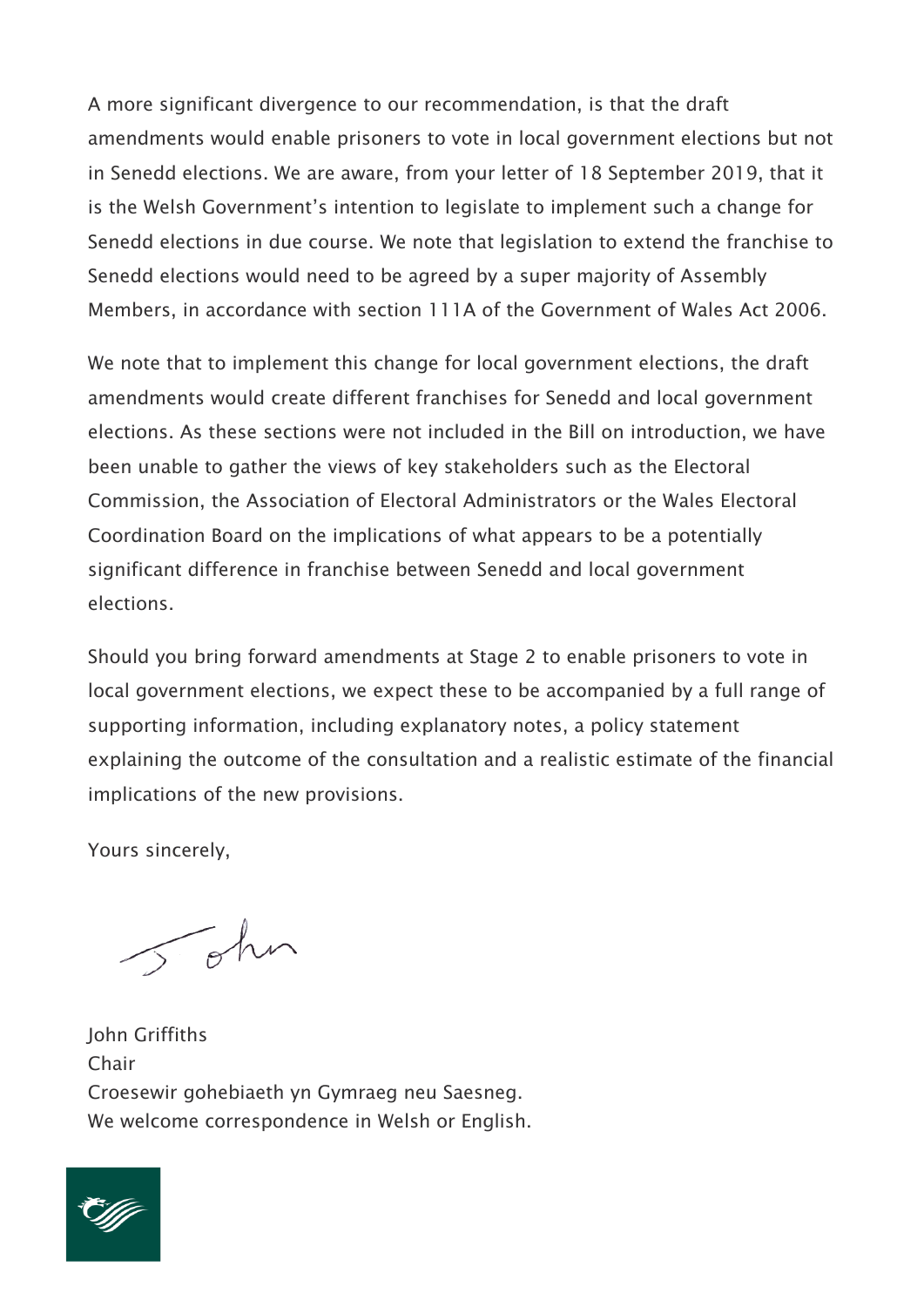A more significant divergence to our recommendation, is that the draft amendments would enable prisoners to vote in local government elections but not in Senedd elections. We are aware, from your letter of 18 September 2019, that it is the Welsh Government's intention to legislate to implement such a change for Senedd elections in due course. We note that legislation to extend the franchise to Senedd elections would need to be agreed by a super majority of Assembly Members, in accordance with section 111A of the Government of Wales Act 2006.

We note that to implement this change for local government elections, the draft amendments would create different franchises for Senedd and local government elections. As these sections were not included in the Bill on introduction, we have been unable to gather the views of key stakeholders such as the Electoral Commission, the Association of Electoral Administrators or the Wales Electoral Coordination Board on the implications of what appears to be a potentially significant difference in franchise between Senedd and local government elections.

Should you bring forward amendments at Stage 2 to enable prisoners to vote in local government elections, we expect these to be accompanied by a full range of supporting information, including explanatory notes, a policy statement explaining the outcome of the consultation and a realistic estimate of the financial implications of the new provisions.

Yours sincerely,

John

John Griffiths
Chair
Croesewir gohebiaeth yn Gymraeg neu Saesneg.
We welcome correspondence in Welsh or English.